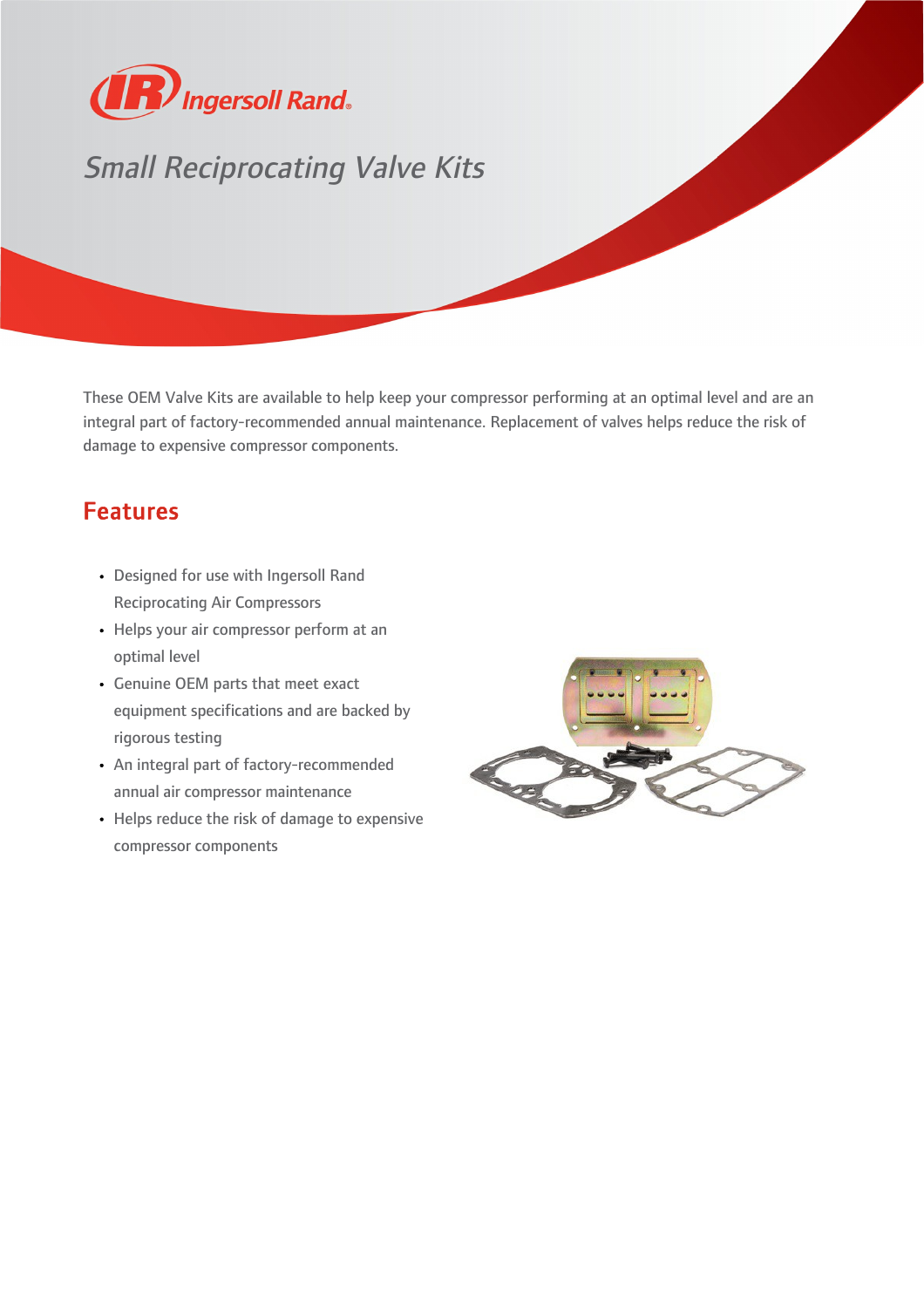# Small Reciprocating Valve Kits

These OEM Valve Kits are available to help keep your compressor performing at an optimal level and are an integral part of factory-recommended annual maintenance. Replacement of valves helps reduce the risk of damage to expensive compressor components.

## Features

- Designed for use with Ingersoll Rand Reciprocating Air Compressors
- Helps your air compressor perform at an optimal level
- Genuine OEM parts that meet exact equipment specifications and are backed by rigorous testing
- An integral part of factory-recommended annual air compressor maintenance
- Helps reduce the risk of damage to expensive compressor components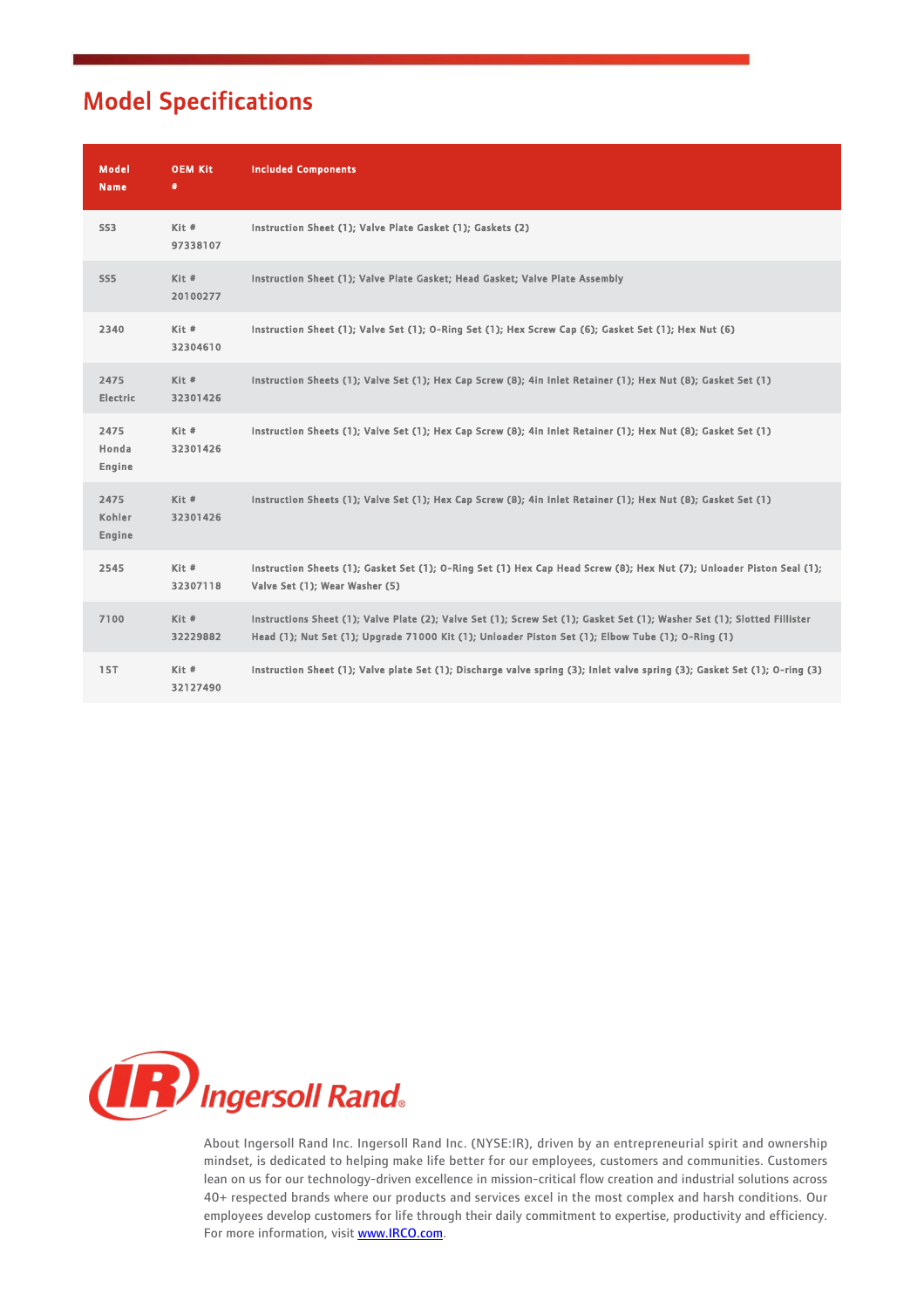## Model Specifications

| Model Name | OEM Kit # | Included Components |
| --- | --- | --- |
| SS3 | Kit # 97338107 | Instruction Sheet (1); Valve Plate Gasket (1); Gaskets (2) |
| SS5 | Kit # 20100277 | Instruction Sheet (1); Valve Plate Gasket; Head Gasket; Valve Plate Assembly |
| 2340 | Kit # 32304610 | Instruction Sheet (1); Valve Set (1); O-Ring Set (1); Hex Screw Cap (6); Gasket Set (1); Hex Nut (6) |
| 2475 Electric | Kit # 32301426 | Instruction Sheets (1); Valve Set (1); Hex Cap Screw (8); 4in Inlet Retainer (1); Hex Nut (8); Gasket Set (1) |
| 2475 Honda Engine | Kit # 32301426 | Instruction Sheets (1); Valve Set (1); Hex Cap Screw (8); 4in Inlet Retainer (1); Hex Nut (8); Gasket Set (1) |
| 2475 Kohler Engine | Kit # 32301426 | Instruction Sheets (1); Valve Set (1); Hex Cap Screw (8); 4in Inlet Retainer (1); Hex Nut (8); Gasket Set (1) |
| 2545 | Kit # 32307118 | Instruction Sheets (1); Gasket Set (1); O-Ring Set (1) Hex Cap Head Screw (8); Hex Nut (7); Unloader Piston Seal (1); Valve Set (1); Wear Washer (5) |
| 7100 | Kit # 32229882 | Instructions Sheet (1); Valve Plate (2); Valve Set (1); Screw Set (1); Gasket Set (1); Washer Set (1); Slotted Fillister Head (1); Nut Set (1); Upgrade 71000 Kit (1); Unloader Piston Set (1); Elbow Tube (1); O-Ring (1) |
| 15T | Kit # 32127490 | Instruction Sheet (1); Valve plate Set (1); Discharge valve spring (3); Inlet valve spring (3); Gasket Set (1); O-ring (3) |

Ingersoll Rand

About Ingersoll Rand Inc. Ingersoll Rand Inc. (NYSE:IR), driven by an entrepreneurial spirit and ownership mindset, is dedicated to helping make life better for our employees, customers and communities. Customers lean on us for our technology-driven excellence in mission-critical flow creation and industrial solutions across 40+ respected brands where our products and services excel in the most complex and harsh conditions. Our employees develop customers for life through their daily commitment to expertise, productivity and efficiency. For more information, visit www.IRCO.com.